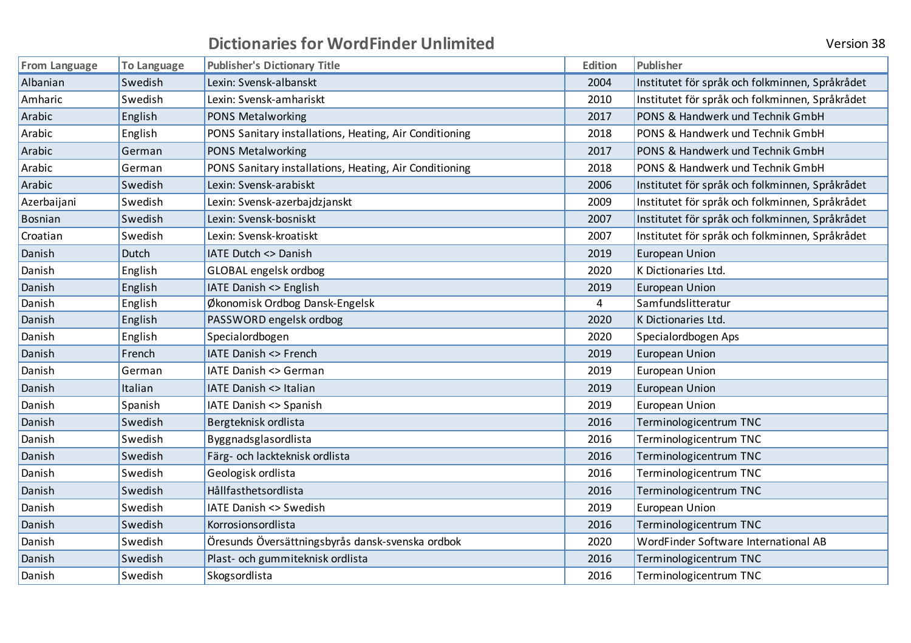# Dictionaries for WordFinder Unlimited

Version 38

| From Language | To Language | Publisher's Dictionary Title | Edition | Publisher |
|---|---|---|---|---|
| Albanian | Swedish | Lexin: Svensk-albanskt | 2004 | Institutet för språk och folkminnen, Språkrådet |
| Amharic | Swedish | Lexin: Svensk-amhariskt | 2010 | Institutet för språk och folkminnen, Språkrådet |
| Arabic | English | PONS Metalworking | 2017 | PONS & Handwerk und Technik GmbH |
| Arabic | English | PONS Sanitary installations, Heating, Air Conditioning | 2018 | PONS & Handwerk und Technik GmbH |
| Arabic | German | PONS Metalworking | 2017 | PONS & Handwerk und Technik GmbH |
| Arabic | German | PONS Sanitary installations, Heating, Air Conditioning | 2018 | PONS & Handwerk und Technik GmbH |
| Arabic | Swedish | Lexin: Svensk-arabiskt | 2006 | Institutet för språk och folkminnen, Språkrådet |
| Azerbaijani | Swedish | Lexin: Svensk-azerbajdzjanskt | 2009 | Institutet för språk och folkminnen, Språkrådet |
| Bosnian | Swedish | Lexin: Svensk-bosniskt | 2007 | Institutet för språk och folkminnen, Språkrådet |
| Croatian | Swedish | Lexin: Svensk-kroatiskt | 2007 | Institutet för språk och folkminnen, Språkrådet |
| Danish | Dutch | IATE Dutch <> Danish | 2019 | European Union |
| Danish | English | GLOBAL engelsk ordbog | 2020 | K Dictionaries Ltd. |
| Danish | English | IATE Danish <> English | 2019 | European Union |
| Danish | English | Økonomisk Ordbog Dansk-Engelsk | 4 | Samfundslitteratur |
| Danish | English | PASSWORD engelsk ordbog | 2020 | K Dictionaries Ltd. |
| Danish | English | Specialordbogen | 2020 | Specialordbogen Aps |
| Danish | French | IATE Danish <> French | 2019 | European Union |
| Danish | German | IATE Danish <> German | 2019 | European Union |
| Danish | Italian | IATE Danish <> Italian | 2019 | European Union |
| Danish | Spanish | IATE Danish <> Spanish | 2019 | European Union |
| Danish | Swedish | Bergteknisk ordlista | 2016 | Terminologicentrum TNC |
| Danish | Swedish | Byggnadsglasordlista | 2016 | Terminologicentrum TNC |
| Danish | Swedish | Färg- och lackteknisk ordlista | 2016 | Terminologicentrum TNC |
| Danish | Swedish | Geologisk ordlista | 2016 | Terminologicentrum TNC |
| Danish | Swedish | Hållfasthetsordlista | 2016 | Terminologicentrum TNC |
| Danish | Swedish | IATE Danish <> Swedish | 2019 | European Union |
| Danish | Swedish | Korrosionsordlista | 2016 | Terminologicentrum TNC |
| Danish | Swedish | Öresunds Översättningsbyrås dansk-svenska ordbok | 2020 | WordFinder Software International AB |
| Danish | Swedish | Plast- och gummiteknisk ordlista | 2016 | Terminologicentrum TNC |
| Danish | Swedish | Skogsordlista | 2016 | Terminologicentrum TNC |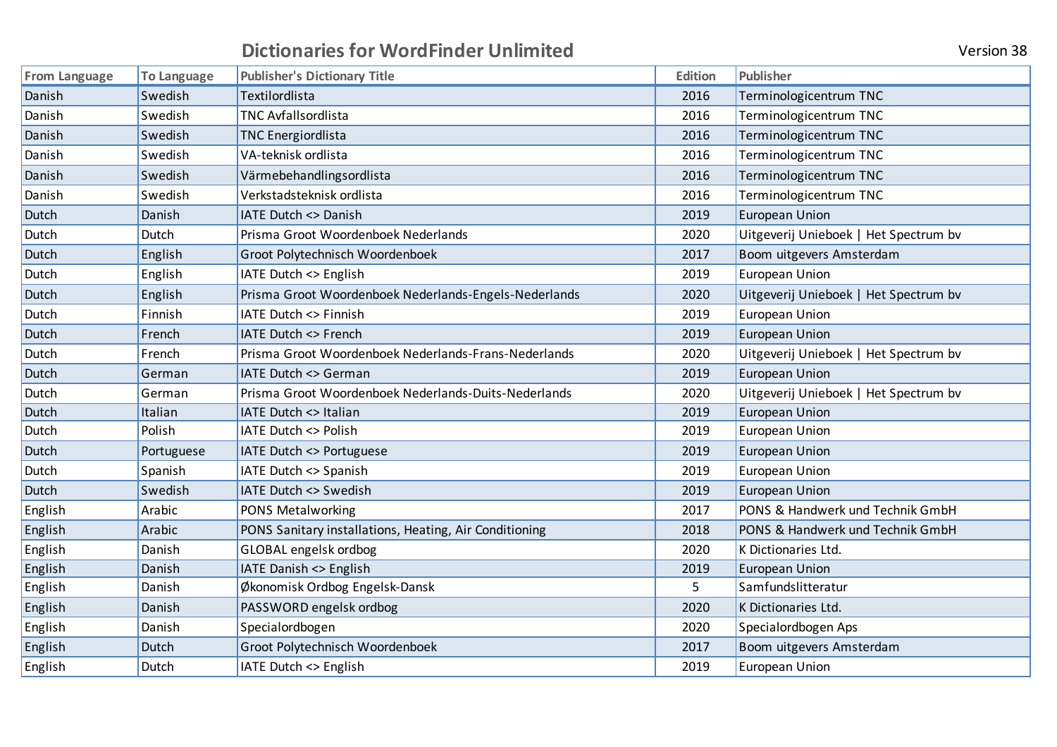## Dictionaries for WordFinder Unlimited

Version 38

| From Language | To Language | Publisher's Dictionary Title | Edition | Publisher |
|---|---|---|---|---|
| Danish | Swedish | Textilordlista | 2016 | Terminologicentrum TNC |
| Danish | Swedish | TNC Avfallsordlista | 2016 | Terminologicentrum TNC |
| Danish | Swedish | TNC Energiordlista | 2016 | Terminologicentrum TNC |
| Danish | Swedish | VA-teknisk ordlista | 2016 | Terminologicentrum TNC |
| Danish | Swedish | Värmebehandlingsordlista | 2016 | Terminologicentrum TNC |
| Danish | Swedish | Verkstadsteknisk ordlista | 2016 | Terminologicentrum TNC |
| Dutch | Danish | IATE Dutch <> Danish | 2019 | European Union |
| Dutch | Dutch | Prisma Groot Woordenboek Nederlands | 2020 | Uitgeverij Unieboek \| Het Spectrum bv |
| Dutch | English | Groot Polytechnisch Woordenboek | 2017 | Boom uitgevers Amsterdam |
| Dutch | English | IATE Dutch <> English | 2019 | European Union |
| Dutch | English | Prisma Groot Woordenboek Nederlands-Engels-Nederlands | 2020 | Uitgeverij Unieboek \| Het Spectrum bv |
| Dutch | Finnish | IATE Dutch <> Finnish | 2019 | European Union |
| Dutch | French | IATE Dutch <> French | 2019 | European Union |
| Dutch | French | Prisma Groot Woordenboek Nederlands-Frans-Nederlands | 2020 | Uitgeverij Unieboek \| Het Spectrum bv |
| Dutch | German | IATE Dutch <> German | 2019 | European Union |
| Dutch | German | Prisma Groot Woordenboek Nederlands-Duits-Nederlands | 2020 | Uitgeverij Unieboek \| Het Spectrum bv |
| Dutch | Italian | IATE Dutch <> Italian | 2019 | European Union |
| Dutch | Polish | IATE Dutch <> Polish | 2019 | European Union |
| Dutch | Portuguese | IATE Dutch <> Portuguese | 2019 | European Union |
| Dutch | Spanish | IATE Dutch <> Spanish | 2019 | European Union |
| Dutch | Swedish | IATE Dutch <> Swedish | 2019 | European Union |
| English | Arabic | PONS Metalworking | 2017 | PONS & Handwerk und Technik GmbH |
| English | Arabic | PONS Sanitary installations, Heating, Air Conditioning | 2018 | PONS & Handwerk und Technik GmbH |
| English | Danish | GLOBAL engelsk ordbog | 2020 | K Dictionaries Ltd. |
| English | Danish | IATE Danish <> English | 2019 | European Union |
| English | Danish | Økonomisk Ordbog Engelsk-Dansk | 5 | Samfundslitteratur |
| English | Danish | PASSWORD engelsk ordbog | 2020 | K Dictionaries Ltd. |
| English | Danish | Specialordbogen | 2020 | Specialordbogen Aps |
| English | Dutch | Groot Polytechnisch Woordenboek | 2017 | Boom uitgevers Amsterdam |
| English | Dutch | IATE Dutch <> English | 2019 | European Union |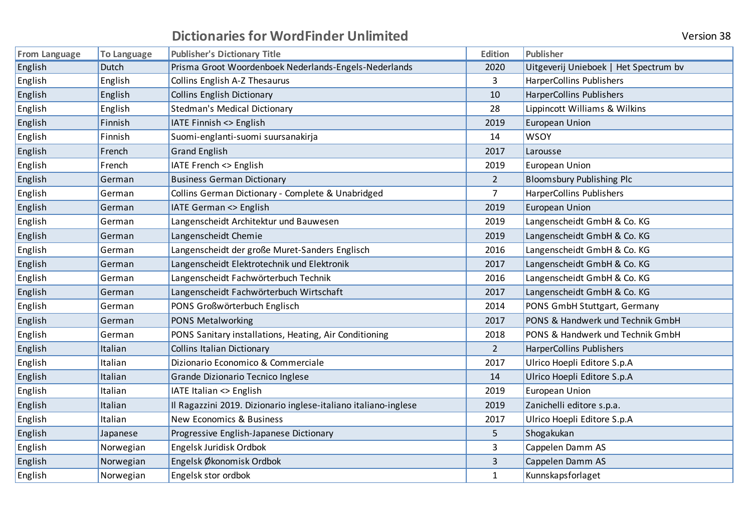# Dictionaries for WordFinder Unlimited

Version 38

| From Language | To Language | Publisher's Dictionary Title | Edition | Publisher |
|---|---|---|---|---|
| English | Dutch | Prisma Groot Woordenboek Nederlands-Engels-Nederlands | 2020 | Uitgeverij Unieboek &#124; Het Spectrum bv |
| English | English | Collins English A-Z Thesaurus | 3 | HarperCollins Publishers |
| English | English | Collins English Dictionary | 10 | HarperCollins Publishers |
| English | English | Stedman's Medical Dictionary | 28 | Lippincott Williams & Wilkins |
| English | Finnish | IATE Finnish <> English | 2019 | European Union |
| English | Finnish | Suomi-englanti-suomi suursanakirja | 14 | WSOY |
| English | French | Grand English | 2017 | Larousse |
| English | French | IATE French <> English | 2019 | European Union |
| English | German | Business German Dictionary | 2 | Bloomsbury Publishing Plc |
| English | German | Collins German Dictionary - Complete & Unabridged | 7 | HarperCollins Publishers |
| English | German | IATE German <> English | 2019 | European Union |
| English | German | Langenscheidt Architektur und Bauwesen | 2019 | Langenscheidt GmbH & Co. KG |
| English | German | Langenscheidt Chemie | 2019 | Langenscheidt GmbH & Co. KG |
| English | German | Langenscheidt der große Muret-Sanders Englisch | 2016 | Langenscheidt GmbH & Co. KG |
| English | German | Langenscheidt Elektrotechnik und Elektronik | 2017 | Langenscheidt GmbH & Co. KG |
| English | German | Langenscheidt Fachwörterbuch Technik | 2016 | Langenscheidt GmbH & Co. KG |
| English | German | Langenscheidt Fachwörterbuch Wirtschaft | 2017 | Langenscheidt GmbH & Co. KG |
| English | German | PONS Großwörterbuch Englisch | 2014 | PONS GmbH Stuttgart, Germany |
| English | German | PONS Metalworking | 2017 | PONS & Handwerk und Technik GmbH |
| English | German | PONS Sanitary installations, Heating, Air Conditioning | 2018 | PONS & Handwerk und Technik GmbH |
| English | Italian | Collins Italian Dictionary | 2 | HarperCollins Publishers |
| English | Italian | Dizionario Economico & Commerciale | 2017 | Ulrico Hoepli Editore S.p.A |
| English | Italian | Grande Dizionario Tecnico Inglese | 14 | Ulrico Hoepli Editore S.p.A |
| English | Italian | IATE Italian <> English | 2019 | European Union |
| English | Italian | Il Ragazzini 2019. Dizionario inglese-italiano italiano-inglese | 2019 | Zanichelli editore s.p.a. |
| English | Italian | New Economics & Business | 2017 | Ulrico Hoepli Editore S.p.A |
| English | Japanese | Progressive English-Japanese Dictionary | 5 | Shogakukan |
| English | Norwegian | Engelsk Juridisk Ordbok | 3 | Cappelen Damm AS |
| English | Norwegian | Engelsk Økonomisk Ordbok | 3 | Cappelen Damm AS |
| English | Norwegian | Engelsk stor ordbok | 1 | Kunnskapsforlaget |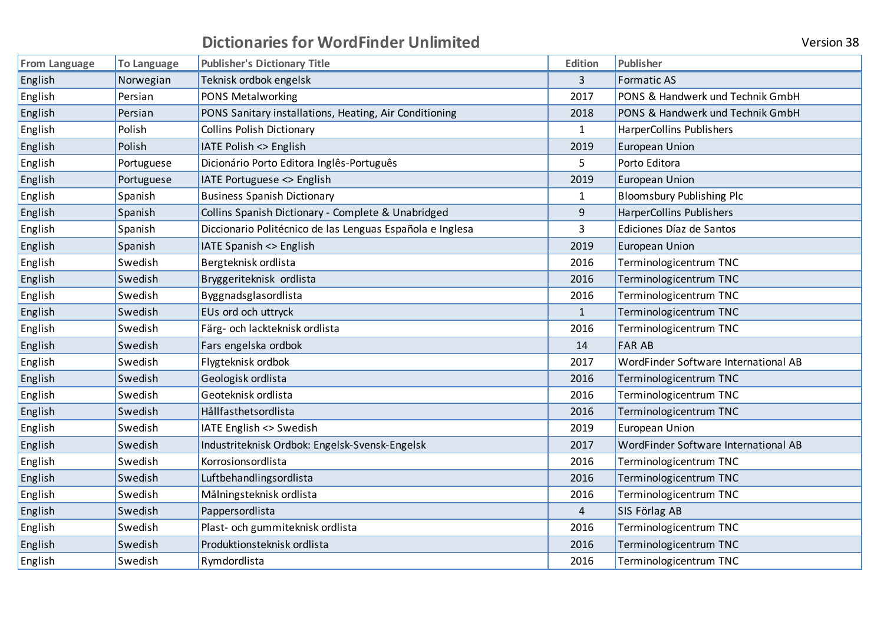## Dictionaries for WordFinder Unlimited

Version 38

| From Language | To Language | Publisher's Dictionary Title | Edition | Publisher |
|---|---|---|---|---|
| English | Norwegian | Teknisk ordbok engelsk | 3 | Formatic AS |
| English | Persian | PONS Metalworking | 2017 | PONS & Handwerk und Technik GmbH |
| English | Persian | PONS Sanitary installations, Heating, Air Conditioning | 2018 | PONS & Handwerk und Technik GmbH |
| English | Polish | Collins Polish Dictionary | 1 | HarperCollins Publishers |
| English | Polish | IATE Polish <> English | 2019 | European Union |
| English | Portuguese | Dicionário Porto Editora Inglês-Português | 5 | Porto Editora |
| English | Portuguese | IATE Portuguese <> English | 2019 | European Union |
| English | Spanish | Business Spanish Dictionary | 1 | Bloomsbury Publishing Plc |
| English | Spanish | Collins Spanish Dictionary - Complete & Unabridged | 9 | HarperCollins Publishers |
| English | Spanish | Diccionario Politécnico de las Lenguas Española e Inglesa | 3 | Ediciones Díaz de Santos |
| English | Spanish | IATE Spanish <> English | 2019 | European Union |
| English | Swedish | Bergteknisk ordlista | 2016 | Terminologicentrum TNC |
| English | Swedish | Bryggeriteknisk  ordlista | 2016 | Terminologicentrum TNC |
| English | Swedish | Byggnadsglasordlista | 2016 | Terminologicentrum TNC |
| English | Swedish | EUs ord och uttryck | 1 | Terminologicentrum TNC |
| English | Swedish | Färg- och lackteknisk ordlista | 2016 | Terminologicentrum TNC |
| English | Swedish | Fars engelska ordbok | 14 | FAR AB |
| English | Swedish | Flygteknisk ordbok | 2017 | WordFinder Software International AB |
| English | Swedish | Geologisk ordlista | 2016 | Terminologicentrum TNC |
| English | Swedish | Geoteknisk ordlista | 2016 | Terminologicentrum TNC |
| English | Swedish | Hållfasthetsordlista | 2016 | Terminologicentrum TNC |
| English | Swedish | IATE English <> Swedish | 2019 | European Union |
| English | Swedish | Industriteknisk Ordbok: Engelsk-Svensk-Engelsk | 2017 | WordFinder Software International AB |
| English | Swedish | Korrosionsordlista | 2016 | Terminologicentrum TNC |
| English | Swedish | Luftbehandlingsordlista | 2016 | Terminologicentrum TNC |
| English | Swedish | Målningsteknisk ordlista | 2016 | Terminologicentrum TNC |
| English | Swedish | Pappersordlista | 4 | SIS Förlag AB |
| English | Swedish | Plast- och gummiteknisk ordlista | 2016 | Terminologicentrum TNC |
| English | Swedish | Produktionsteknisk ordlista | 2016 | Terminologicentrum TNC |
| English | Swedish | Rymdordlista | 2016 | Terminologicentrum TNC |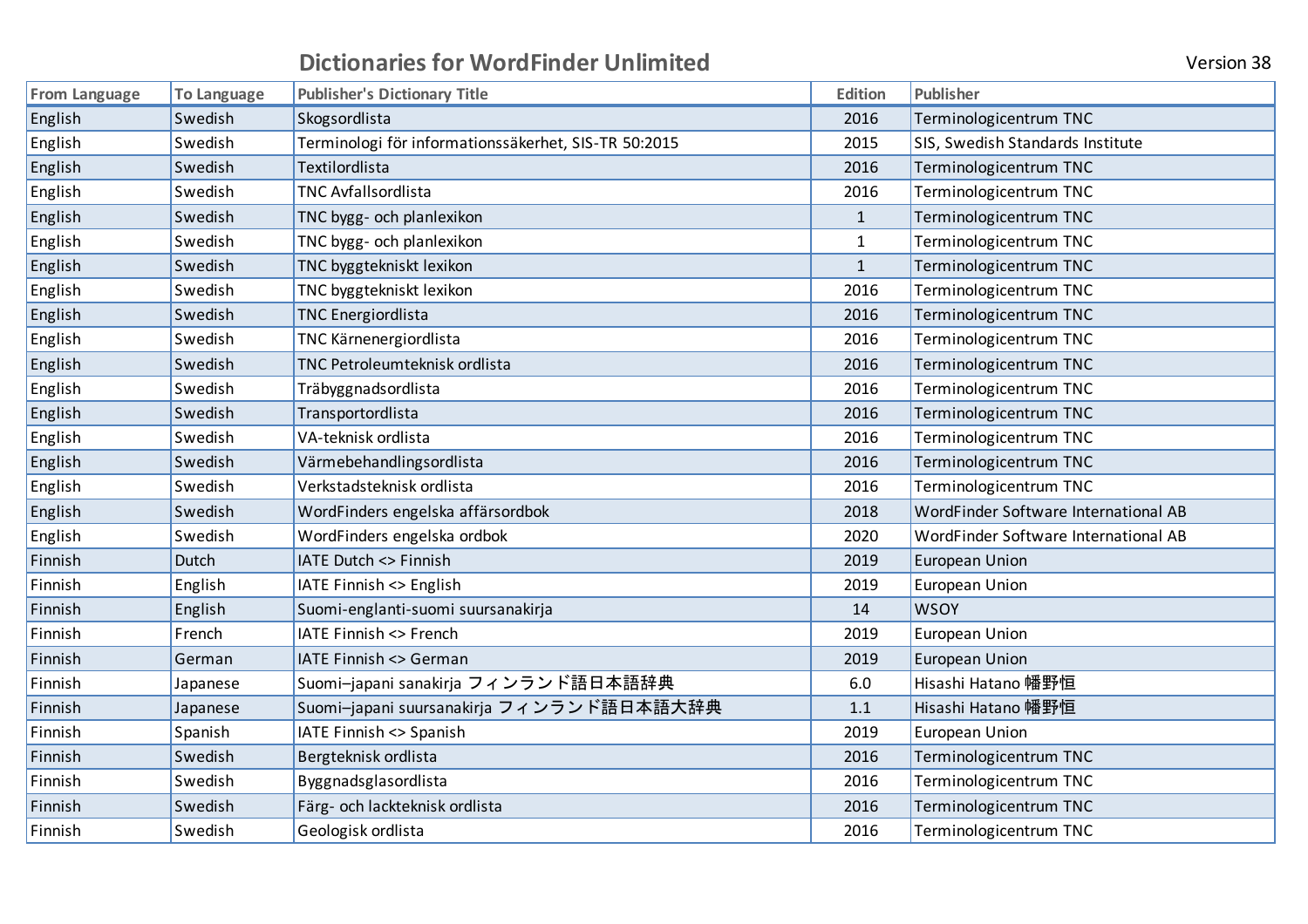## Dictionaries for WordFinder Unlimited

Version 38

| From Language | To Language | Publisher's Dictionary Title | Edition | Publisher |
|---|---|---|---|---|
| English | Swedish | Skogsordlista | 2016 | Terminologicentrum TNC |
| English | Swedish | Terminologi för informationssäkerhet, SIS-TR 50:2015 | 2015 | SIS, Swedish Standards Institute |
| English | Swedish | Textilordlista | 2016 | Terminologicentrum TNC |
| English | Swedish | TNC Avfallsordlista | 2016 | Terminologicentrum TNC |
| English | Swedish | TNC bygg- och planlexikon | 1 | Terminologicentrum TNC |
| English | Swedish | TNC bygg- och planlexikon | 1 | Terminologicentrum TNC |
| English | Swedish | TNC byggtekniskt lexikon | 1 | Terminologicentrum TNC |
| English | Swedish | TNC byggtekniskt lexikon | 2016 | Terminologicentrum TNC |
| English | Swedish | TNC Energiordlista | 2016 | Terminologicentrum TNC |
| English | Swedish | TNC Kärnenergiordlista | 2016 | Terminologicentrum TNC |
| English | Swedish | TNC Petroleumteknisk ordlista | 2016 | Terminologicentrum TNC |
| English | Swedish | Träbyggnadsordlista | 2016 | Terminologicentrum TNC |
| English | Swedish | Transportordlista | 2016 | Terminologicentrum TNC |
| English | Swedish | VA-teknisk ordlista | 2016 | Terminologicentrum TNC |
| English | Swedish | Värmebehandlingsordlista | 2016 | Terminologicentrum TNC |
| English | Swedish | Verkstadsteknisk ordlista | 2016 | Terminologicentrum TNC |
| English | Swedish | WordFinders engelska affärsordbok | 2018 | WordFinder Software International AB |
| English | Swedish | WordFinders engelska ordbok | 2020 | WordFinder Software International AB |
| Finnish | Dutch | IATE Dutch <> Finnish | 2019 | European Union |
| Finnish | English | IATE Finnish <> English | 2019 | European Union |
| Finnish | English | Suomi-englanti-suomi suursanakirja | 14 | WSOY |
| Finnish | French | IATE Finnish <> French | 2019 | European Union |
| Finnish | German | IATE Finnish <> German | 2019 | European Union |
| Finnish | Japanese | Suomi–japani sanakirja フィンランド語日本語辞典 | 6.0 | Hisashi Hatano 幡野恒 |
| Finnish | Japanese | Suomi–japani suursanakirja フィンランド語日本語大辞典 | 1.1 | Hisashi Hatano 幡野恒 |
| Finnish | Spanish | IATE Finnish <> Spanish | 2019 | European Union |
| Finnish | Swedish | Bergteknisk ordlista | 2016 | Terminologicentrum TNC |
| Finnish | Swedish | Byggnadsglasordlista | 2016 | Terminologicentrum TNC |
| Finnish | Swedish | Färg- och lackteknisk ordlista | 2016 | Terminologicentrum TNC |
| Finnish | Swedish | Geologisk ordlista | 2016 | Terminologicentrum TNC |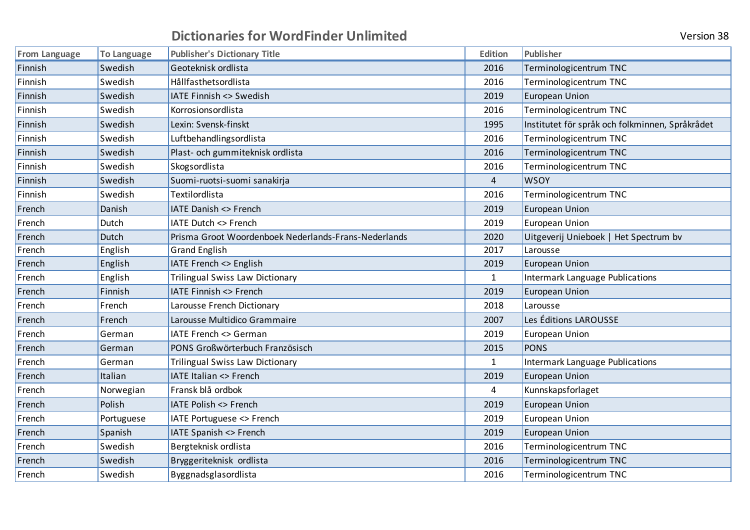# Dictionaries for WordFinder Unlimited

Version 38

| From Language | To Language | Publisher's Dictionary Title | Edition | Publisher |
|---|---|---|---|---|
| Finnish | Swedish | Geoteknisk ordlista | 2016 | Terminologicentrum TNC |
| Finnish | Swedish | Hållfasthetsordlista | 2016 | Terminologicentrum TNC |
| Finnish | Swedish | IATE Finnish <> Swedish | 2019 | European Union |
| Finnish | Swedish | Korrosionsordlista | 2016 | Terminologicentrum TNC |
| Finnish | Swedish | Lexin: Svensk-finskt | 1995 | Institutet för språk och folkminnen, Språkrådet |
| Finnish | Swedish | Luftbehandlingsordlista | 2016 | Terminologicentrum TNC |
| Finnish | Swedish | Plast- och gummiteknisk ordlista | 2016 | Terminologicentrum TNC |
| Finnish | Swedish | Skogsordlista | 2016 | Terminologicentrum TNC |
| Finnish | Swedish | Suomi-ruotsi-suomi sanakirja | 4 | WSOY |
| Finnish | Swedish | Textilordlista | 2016 | Terminologicentrum TNC |
| French | Danish | IATE Danish <> French | 2019 | European Union |
| French | Dutch | IATE Dutch <> French | 2019 | European Union |
| French | Dutch | Prisma Groot Woordenboek Nederlands-Frans-Nederlands | 2020 | Uitgeverij Unieboek \| Het Spectrum bv |
| French | English | Grand English | 2017 | Larousse |
| French | English | IATE French <> English | 2019 | European Union |
| French | English | Trilingual Swiss Law Dictionary | 1 | Intermark Language Publications |
| French | Finnish | IATE Finnish <> French | 2019 | European Union |
| French | French | Larousse French Dictionary | 2018 | Larousse |
| French | French | Larousse Multidico Grammaire | 2007 | Les Éditions LAROUSSE |
| French | German | IATE French <> German | 2019 | European Union |
| French | German | PONS Großwörterbuch Französisch | 2015 | PONS |
| French | German | Trilingual Swiss Law Dictionary | 1 | Intermark Language Publications |
| French | Italian | IATE Italian <> French | 2019 | European Union |
| French | Norwegian | Fransk blå ordbok | 4 | Kunnskapsforlaget |
| French | Polish | IATE Polish <> French | 2019 | European Union |
| French | Portuguese | IATE Portuguese <> French | 2019 | European Union |
| French | Spanish | IATE Spanish <> French | 2019 | European Union |
| French | Swedish | Bergteknisk ordlista | 2016 | Terminologicentrum TNC |
| French | Swedish | Bryggeriteknisk ordlista | 2016 | Terminologicentrum TNC |
| French | Swedish | Byggnadsglasordlista | 2016 | Terminologicentrum TNC |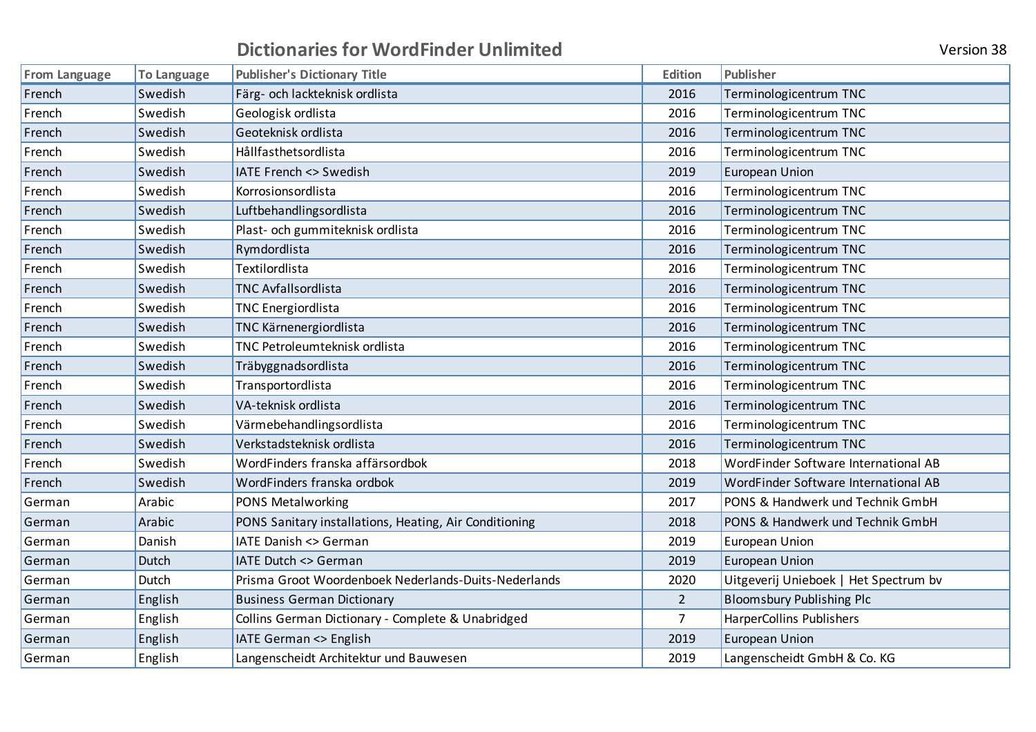# Dictionaries for WordFinder Unlimited

Version 38

| From Language | To Language | Publisher's Dictionary Title | Edition | Publisher |
|---|---|---|---|---|
| French | Swedish | Färg- och lackteknisk ordlista | 2016 | Terminologicentrum TNC |
| French | Swedish | Geologisk ordlista | 2016 | Terminologicentrum TNC |
| French | Swedish | Geoteknisk ordlista | 2016 | Terminologicentrum TNC |
| French | Swedish | Hållfasthetsordlista | 2016 | Terminologicentrum TNC |
| French | Swedish | IATE French <> Swedish | 2019 | European Union |
| French | Swedish | Korrosionsordlista | 2016 | Terminologicentrum TNC |
| French | Swedish | Luftbehandlingsordlista | 2016 | Terminologicentrum TNC |
| French | Swedish | Plast- och gummiteknisk ordlista | 2016 | Terminologicentrum TNC |
| French | Swedish | Rymdordlista | 2016 | Terminologicentrum TNC |
| French | Swedish | Textilordlista | 2016 | Terminologicentrum TNC |
| French | Swedish | TNC Avfallsordlista | 2016 | Terminologicentrum TNC |
| French | Swedish | TNC Energiordlista | 2016 | Terminologicentrum TNC |
| French | Swedish | TNC Kärnenergiordlista | 2016 | Terminologicentrum TNC |
| French | Swedish | TNC Petroleumteknisk ordlista | 2016 | Terminologicentrum TNC |
| French | Swedish | Träbyggnadsordlista | 2016 | Terminologicentrum TNC |
| French | Swedish | Transportordlista | 2016 | Terminologicentrum TNC |
| French | Swedish | VA-teknisk ordlista | 2016 | Terminologicentrum TNC |
| French | Swedish | Värmebehandlingsordlista | 2016 | Terminologicentrum TNC |
| French | Swedish | Verkstadsteknisk ordlista | 2016 | Terminologicentrum TNC |
| French | Swedish | WordFinders franska affärsordbok | 2018 | WordFinder Software International AB |
| French | Swedish | WordFinders franska ordbok | 2019 | WordFinder Software International AB |
| German | Arabic | PONS Metalworking | 2017 | PONS & Handwerk und Technik GmbH |
| German | Arabic | PONS Sanitary installations, Heating, Air Conditioning | 2018 | PONS & Handwerk und Technik GmbH |
| German | Danish | IATE Danish <> German | 2019 | European Union |
| German | Dutch | IATE Dutch <> German | 2019 | European Union |
| German | Dutch | Prisma Groot Woordenboek Nederlands-Duits-Nederlands | 2020 | Uitgeverij Unieboek \| Het Spectrum bv |
| German | English | Business German Dictionary | 2 | Bloomsbury Publishing Plc |
| German | English | Collins German Dictionary - Complete & Unabridged | 7 | HarperCollins Publishers |
| German | English | IATE German <> English | 2019 | European Union |
| German | English | Langenscheidt Architektur und Bauwesen | 2019 | Langenscheidt GmbH & Co. KG |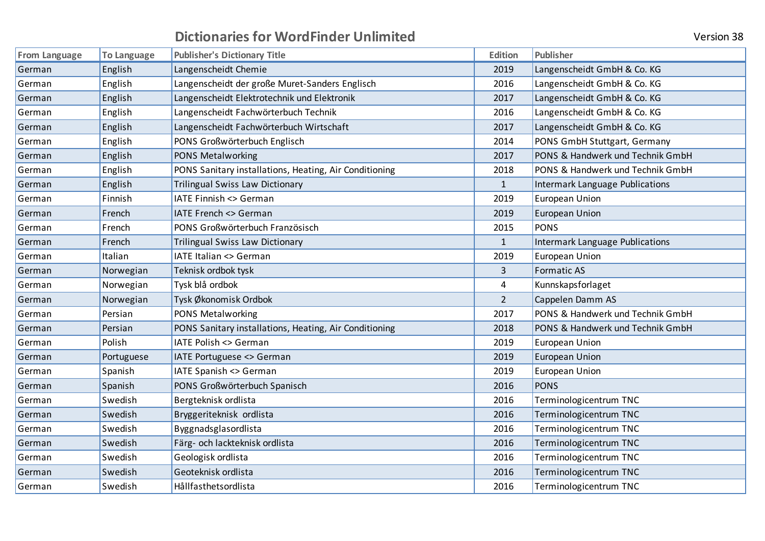## Dictionaries for WordFinder Unlimited

Version 38

| From Language | To Language | Publisher's Dictionary Title | Edition | Publisher |
|---|---|---|---|---|
| German | English | Langenscheidt Chemie | 2019 | Langenscheidt GmbH & Co. KG |
| German | English | Langenscheidt der große Muret-Sanders Englisch | 2016 | Langenscheidt GmbH & Co. KG |
| German | English | Langenscheidt Elektrotechnik und Elektronik | 2017 | Langenscheidt GmbH & Co. KG |
| German | English | Langenscheidt Fachwörterbuch Technik | 2016 | Langenscheidt GmbH & Co. KG |
| German | English | Langenscheidt Fachwörterbuch Wirtschaft | 2017 | Langenscheidt GmbH & Co. KG |
| German | English | PONS Großwörterbuch Englisch | 2014 | PONS GmbH Stuttgart, Germany |
| German | English | PONS Metalworking | 2017 | PONS & Handwerk und Technik GmbH |
| German | English | PONS Sanitary installations, Heating, Air Conditioning | 2018 | PONS & Handwerk und Technik GmbH |
| German | English | Trilingual Swiss Law Dictionary | 1 | Intermark Language Publications |
| German | Finnish | IATE Finnish <> German | 2019 | European Union |
| German | French | IATE French <> German | 2019 | European Union |
| German | French | PONS Großwörterbuch Französisch | 2015 | PONS |
| German | French | Trilingual Swiss Law Dictionary | 1 | Intermark Language Publications |
| German | Italian | IATE Italian <> German | 2019 | European Union |
| German | Norwegian | Teknisk ordbok tysk | 3 | Formatic AS |
| German | Norwegian | Tysk blå ordbok | 4 | Kunnskapsforlaget |
| German | Norwegian | Tysk Økonomisk Ordbok | 2 | Cappelen Damm AS |
| German | Persian | PONS Metalworking | 2017 | PONS & Handwerk und Technik GmbH |
| German | Persian | PONS Sanitary installations, Heating, Air Conditioning | 2018 | PONS & Handwerk und Technik GmbH |
| German | Polish | IATE Polish <> German | 2019 | European Union |
| German | Portuguese | IATE Portuguese <> German | 2019 | European Union |
| German | Spanish | IATE Spanish <> German | 2019 | European Union |
| German | Spanish | PONS Großwörterbuch Spanisch | 2016 | PONS |
| German | Swedish | Bergteknisk ordlista | 2016 | Terminologicentrum TNC |
| German | Swedish | Bryggeriteknisk ordlista | 2016 | Terminologicentrum TNC |
| German | Swedish | Byggnadsglasordlista | 2016 | Terminologicentrum TNC |
| German | Swedish | Färg- och lackteknisk ordlista | 2016 | Terminologicentrum TNC |
| German | Swedish | Geologisk ordlista | 2016 | Terminologicentrum TNC |
| German | Swedish | Geoteknisk ordlista | 2016 | Terminologicentrum TNC |
| German | Swedish | Hållfasthetsordlista | 2016 | Terminologicentrum TNC |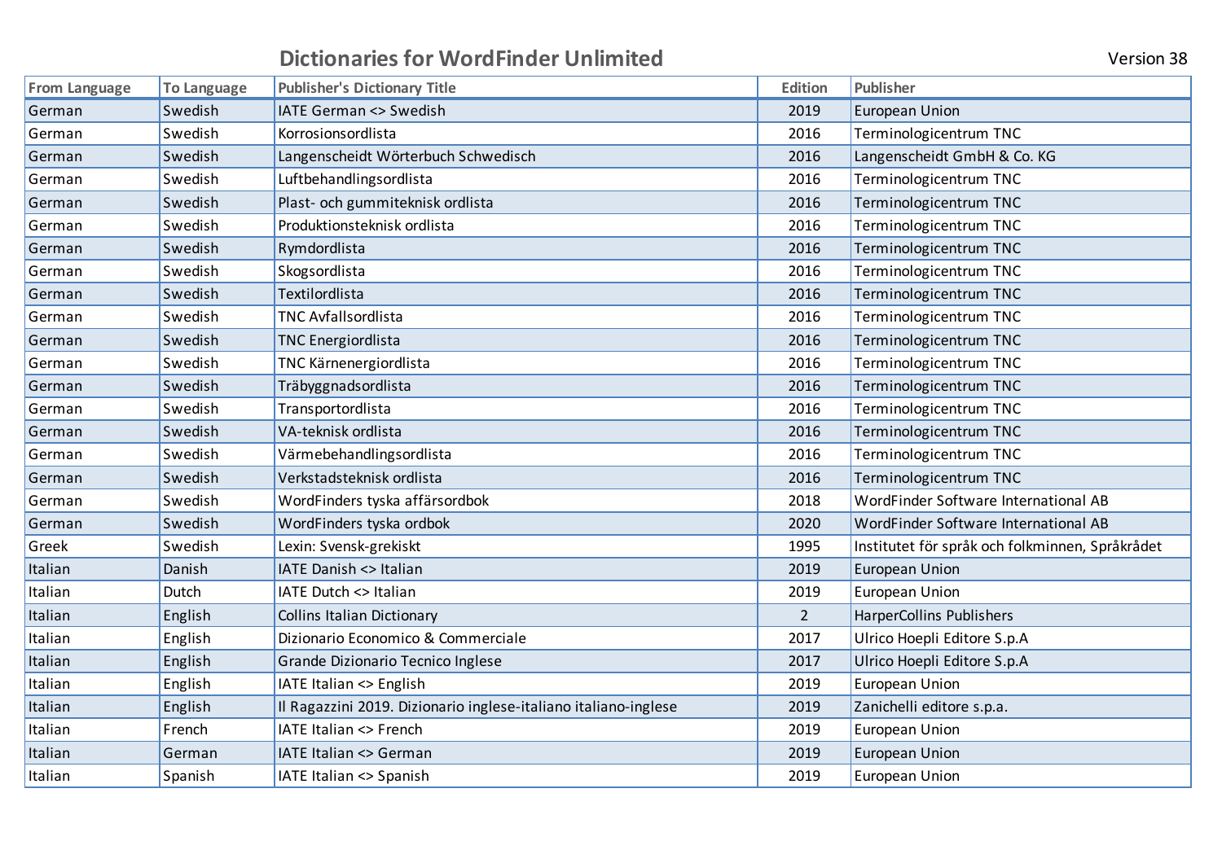# Dictionaries for WordFinder Unlimited

Version 38

| From Language | To Language | Publisher's Dictionary Title | Edition | Publisher |
|---|---|---|---|---|
| German | Swedish | IATE German <> Swedish | 2019 | European Union |
| German | Swedish | Korrosionsordlista | 2016 | Terminologicentrum TNC |
| German | Swedish | Langenscheidt Wörterbuch Schwedisch | 2016 | Langenscheidt GmbH & Co. KG |
| German | Swedish | Luftbehandlingsordlista | 2016 | Terminologicentrum TNC |
| German | Swedish | Plast- och gummiteknisk ordlista | 2016 | Terminologicentrum TNC |
| German | Swedish | Produktionsteknisk ordlista | 2016 | Terminologicentrum TNC |
| German | Swedish | Rymdordlista | 2016 | Terminologicentrum TNC |
| German | Swedish | Skogsordlista | 2016 | Terminologicentrum TNC |
| German | Swedish | Textilordlista | 2016 | Terminologicentrum TNC |
| German | Swedish | TNC Avfallsordlista | 2016 | Terminologicentrum TNC |
| German | Swedish | TNC Energiordlista | 2016 | Terminologicentrum TNC |
| German | Swedish | TNC Kärnenergiordlista | 2016 | Terminologicentrum TNC |
| German | Swedish | Träbyggnadsordlista | 2016 | Terminologicentrum TNC |
| German | Swedish | Transportordlista | 2016 | Terminologicentrum TNC |
| German | Swedish | VA-teknisk ordlista | 2016 | Terminologicentrum TNC |
| German | Swedish | Värmebehandlingsordlista | 2016 | Terminologicentrum TNC |
| German | Swedish | Verkstadsteknisk ordlista | 2016 | Terminologicentrum TNC |
| German | Swedish | WordFinders tyska affärsordbok | 2018 | WordFinder Software International AB |
| German | Swedish | WordFinders tyska ordbok | 2020 | WordFinder Software International AB |
| Greek | Swedish | Lexin: Svensk-grekiskt | 1995 | Institutet för språk och folkminnen, Språkrådet |
| Italian | Danish | IATE Danish <> Italian | 2019 | European Union |
| Italian | Dutch | IATE Dutch <> Italian | 2019 | European Union |
| Italian | English | Collins Italian Dictionary | 2 | HarperCollins Publishers |
| Italian | English | Dizionario Economico & Commerciale | 2017 | Ulrico Hoepli Editore S.p.A |
| Italian | English | Grande Dizionario Tecnico Inglese | 2017 | Ulrico Hoepli Editore S.p.A |
| Italian | English | IATE Italian <> English | 2019 | European Union |
| Italian | English | Il Ragazzini 2019. Dizionario inglese-italiano italiano-inglese | 2019 | Zanichelli editore s.p.a. |
| Italian | French | IATE Italian <> French | 2019 | European Union |
| Italian | German | IATE Italian <> German | 2019 | European Union |
| Italian | Spanish | IATE Italian <> Spanish | 2019 | European Union |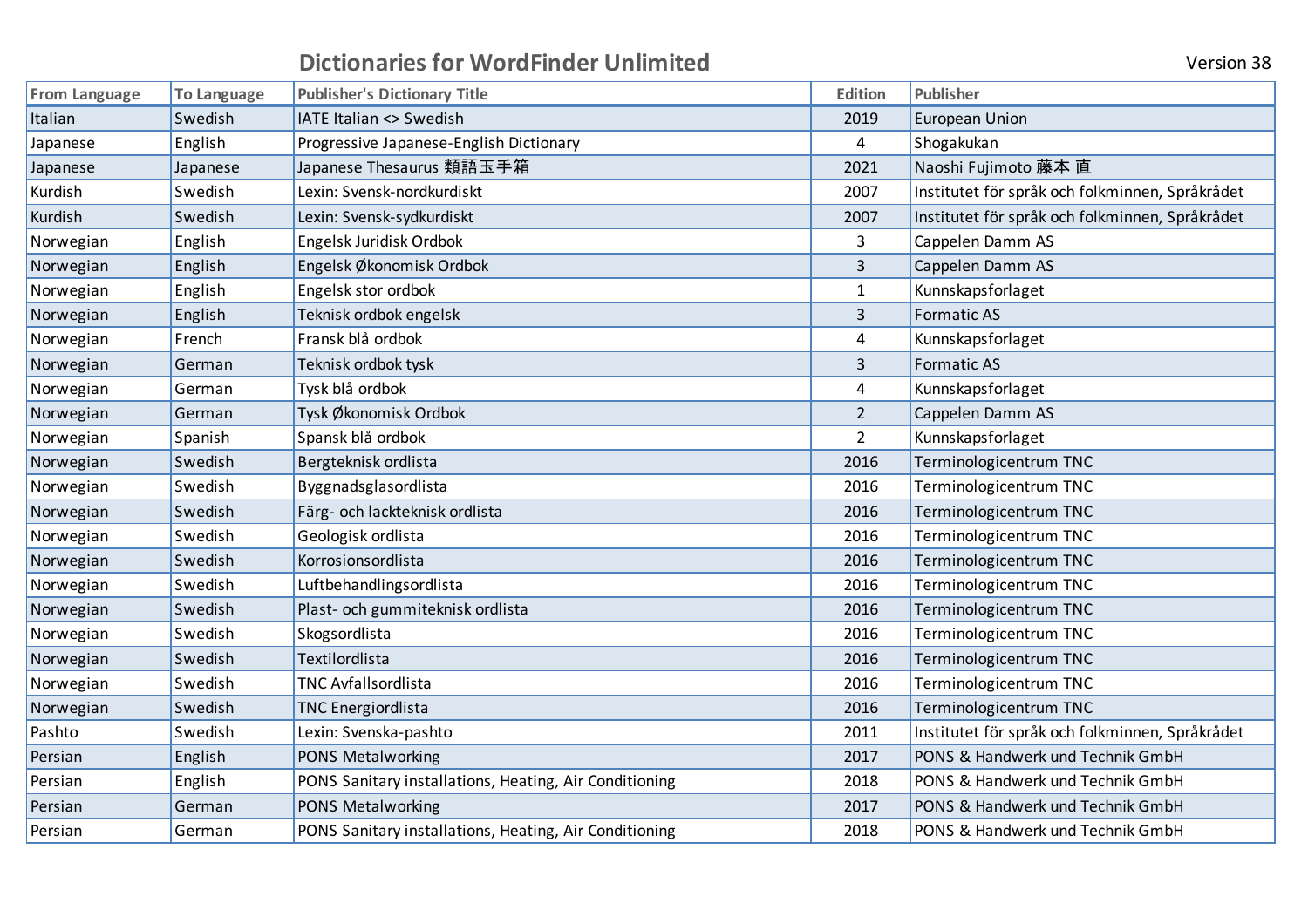## Dictionaries for WordFinder Unlimited

Version 38

| From Language | To Language | Publisher's Dictionary Title | Edition | Publisher |
|---|---|---|---|---|
| Italian | Swedish | IATE Italian <> Swedish | 2019 | European Union |
| Japanese | English | Progressive Japanese-English Dictionary | 4 | Shogakukan |
| Japanese | Japanese | Japanese Thesaurus 類語玉手箱 | 2021 | Naoshi Fujimoto 藤本 直 |
| Kurdish | Swedish | Lexin: Svensk-nordkurdiskt | 2007 | Institutet för språk och folkminnen, Språkrådet |
| Kurdish | Swedish | Lexin: Svensk-sydkurdiskt | 2007 | Institutet för språk och folkminnen, Språkrådet |
| Norwegian | English | Engelsk Juridisk Ordbok | 3 | Cappelen Damm AS |
| Norwegian | English | Engelsk Økonomisk Ordbok | 3 | Cappelen Damm AS |
| Norwegian | English | Engelsk stor ordbok | 1 | Kunnskapsforlaget |
| Norwegian | English | Teknisk ordbok engelsk | 3 | Formatic AS |
| Norwegian | French | Fransk blå ordbok | 4 | Kunnskapsforlaget |
| Norwegian | German | Teknisk ordbok tysk | 3 | Formatic AS |
| Norwegian | German | Tysk blå ordbok | 4 | Kunnskapsforlaget |
| Norwegian | German | Tysk Økonomisk Ordbok | 2 | Cappelen Damm AS |
| Norwegian | Spanish | Spansk blå ordbok | 2 | Kunnskapsforlaget |
| Norwegian | Swedish | Bergteknisk ordlista | 2016 | Terminologicentrum TNC |
| Norwegian | Swedish | Byggnadsglasordlista | 2016 | Terminologicentrum TNC |
| Norwegian | Swedish | Färg- och lackteknisk ordlista | 2016 | Terminologicentrum TNC |
| Norwegian | Swedish | Geologisk ordlista | 2016 | Terminologicentrum TNC |
| Norwegian | Swedish | Korrosionsordlista | 2016 | Terminologicentrum TNC |
| Norwegian | Swedish | Luftbehandlingsordlista | 2016 | Terminologicentrum TNC |
| Norwegian | Swedish | Plast- och gummiteknisk ordlista | 2016 | Terminologicentrum TNC |
| Norwegian | Swedish | Skogsordlista | 2016 | Terminologicentrum TNC |
| Norwegian | Swedish | Textilordlista | 2016 | Terminologicentrum TNC |
| Norwegian | Swedish | TNC Avfallsordlista | 2016 | Terminologicentrum TNC |
| Norwegian | Swedish | TNC Energiordlista | 2016 | Terminologicentrum TNC |
| Pashto | Swedish | Lexin: Svenska-pashto | 2011 | Institutet för språk och folkminnen, Språkrådet |
| Persian | English | PONS Metalworking | 2017 | PONS & Handwerk und Technik GmbH |
| Persian | English | PONS Sanitary installations, Heating, Air Conditioning | 2018 | PONS & Handwerk und Technik GmbH |
| Persian | German | PONS Metalworking | 2017 | PONS & Handwerk und Technik GmbH |
| Persian | German | PONS Sanitary installations, Heating, Air Conditioning | 2018 | PONS & Handwerk und Technik GmbH |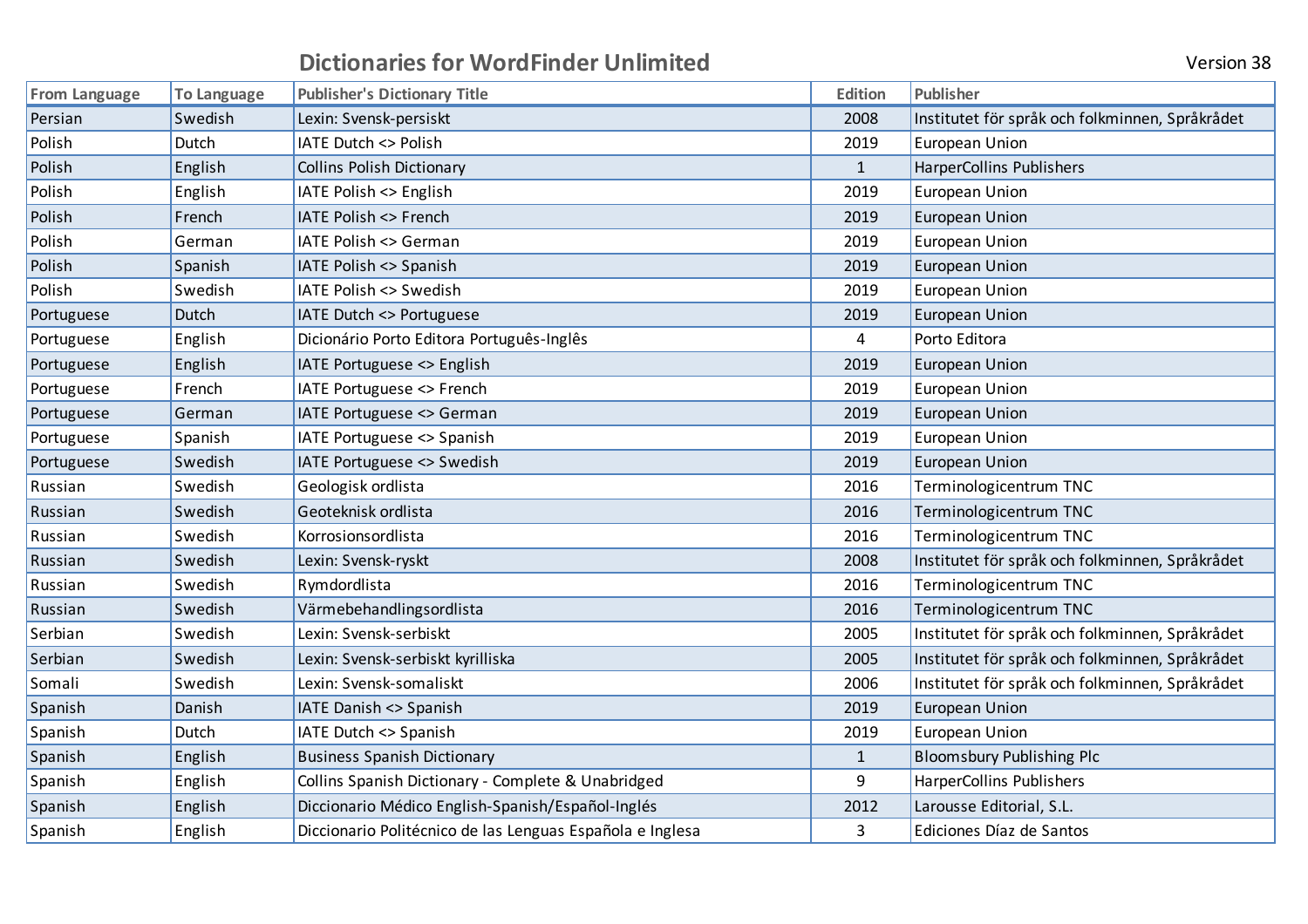# Dictionaries for WordFinder Unlimited

Version 38

| From Language | To Language | Publisher's Dictionary Title | Edition | Publisher |
|---|---|---|---|---|
| Persian | Swedish | Lexin: Svensk-persiskt | 2008 | Institutet för språk och folkminnen, Språkrådet |
| Polish | Dutch | IATE Dutch <> Polish | 2019 | European Union |
| Polish | English | Collins Polish Dictionary | 1 | HarperCollins Publishers |
| Polish | English | IATE Polish <> English | 2019 | European Union |
| Polish | French | IATE Polish <> French | 2019 | European Union |
| Polish | German | IATE Polish <> German | 2019 | European Union |
| Polish | Spanish | IATE Polish <> Spanish | 2019 | European Union |
| Polish | Swedish | IATE Polish <> Swedish | 2019 | European Union |
| Portuguese | Dutch | IATE Dutch <> Portuguese | 2019 | European Union |
| Portuguese | English | Dicionário Porto Editora Português-Inglês | 4 | Porto Editora |
| Portuguese | English | IATE Portuguese <> English | 2019 | European Union |
| Portuguese | French | IATE Portuguese <> French | 2019 | European Union |
| Portuguese | German | IATE Portuguese <> German | 2019 | European Union |
| Portuguese | Spanish | IATE Portuguese <> Spanish | 2019 | European Union |
| Portuguese | Swedish | IATE Portuguese <> Swedish | 2019 | European Union |
| Russian | Swedish | Geologisk ordlista | 2016 | Terminologicentrum TNC |
| Russian | Swedish | Geoteknisk ordlista | 2016 | Terminologicentrum TNC |
| Russian | Swedish | Korrosionsordlista | 2016 | Terminologicentrum TNC |
| Russian | Swedish | Lexin: Svensk-ryskt | 2008 | Institutet för språk och folkminnen, Språkrådet |
| Russian | Swedish | Rymdordlista | 2016 | Terminologicentrum TNC |
| Russian | Swedish | Värmebehandlingsordlista | 2016 | Terminologicentrum TNC |
| Serbian | Swedish | Lexin: Svensk-serbiskt | 2005 | Institutet för språk och folkminnen, Språkrådet |
| Serbian | Swedish | Lexin: Svensk-serbiskt kyrilliska | 2005 | Institutet för språk och folkminnen, Språkrådet |
| Somali | Swedish | Lexin: Svensk-somaliskt | 2006 | Institutet för språk och folkminnen, Språkrådet |
| Spanish | Danish | IATE Danish <> Spanish | 2019 | European Union |
| Spanish | Dutch | IATE Dutch <> Spanish | 2019 | European Union |
| Spanish | English | Business Spanish Dictionary | 1 | Bloomsbury Publishing Plc |
| Spanish | English | Collins Spanish Dictionary - Complete & Unabridged | 9 | HarperCollins Publishers |
| Spanish | English | Diccionario Médico English-Spanish/Español-Inglés | 2012 | Larousse Editorial, S.L. |
| Spanish | English | Diccionario Politécnico de las Lenguas Española e Inglesa | 3 | Ediciones Díaz de Santos |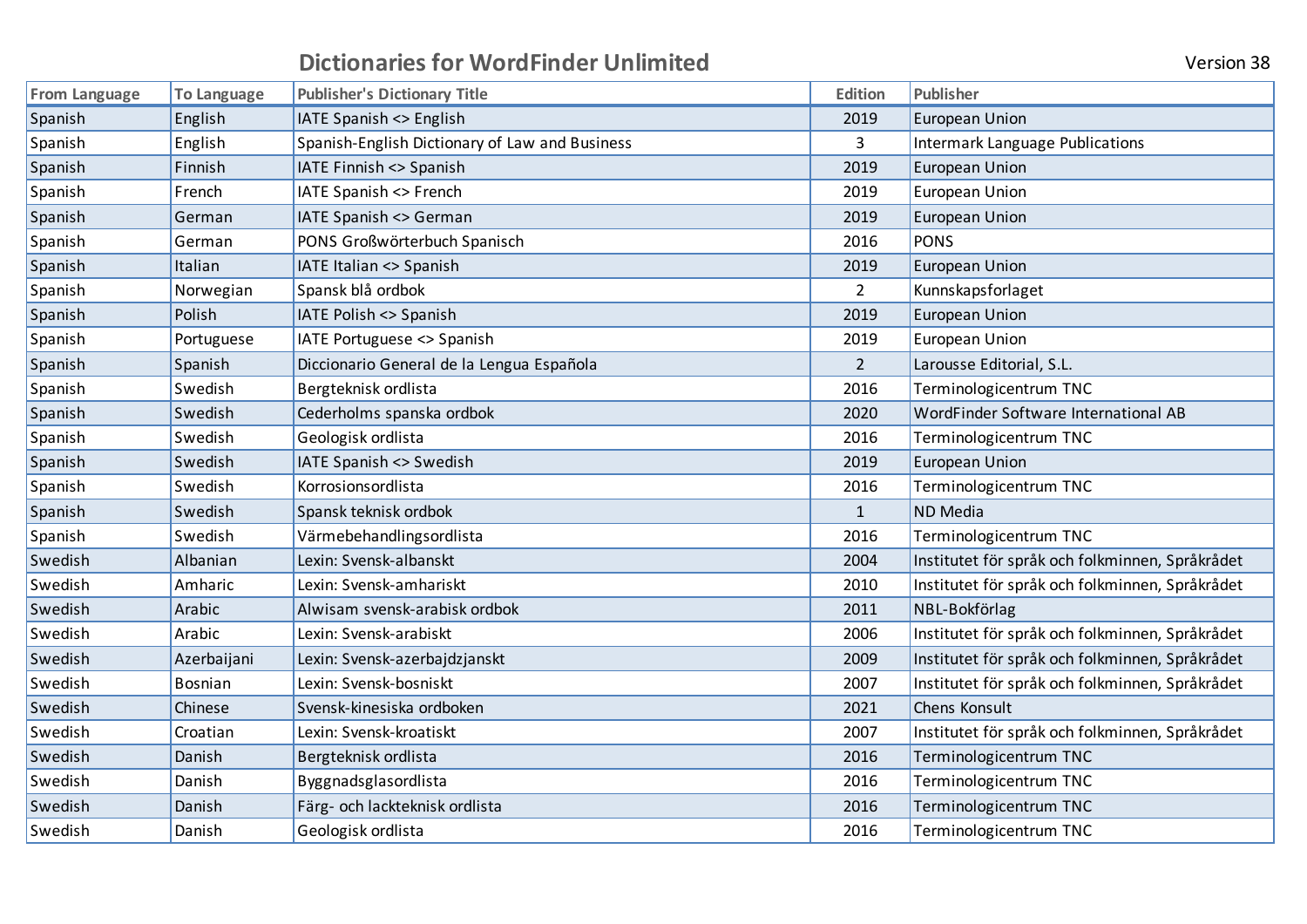# Dictionaries for WordFinder Unlimited

Version 38

| From Language | To Language | Publisher's Dictionary Title | Edition | Publisher |
|---|---|---|---|---|
| Spanish | English | IATE Spanish <> English | 2019 | European Union |
| Spanish | English | Spanish-English Dictionary of Law and Business | 3 | Intermark Language Publications |
| Spanish | Finnish | IATE Finnish <> Spanish | 2019 | European Union |
| Spanish | French | IATE Spanish <> French | 2019 | European Union |
| Spanish | German | IATE Spanish <> German | 2019 | European Union |
| Spanish | German | PONS Großwörterbuch Spanisch | 2016 | PONS |
| Spanish | Italian | IATE Italian <> Spanish | 2019 | European Union |
| Spanish | Norwegian | Spansk blå ordbok | 2 | Kunnskapsforlaget |
| Spanish | Polish | IATE Polish <> Spanish | 2019 | European Union |
| Spanish | Portuguese | IATE Portuguese <> Spanish | 2019 | European Union |
| Spanish | Spanish | Diccionario General de la Lengua Española | 2 | Larousse Editorial, S.L. |
| Spanish | Swedish | Bergteknisk ordlista | 2016 | Terminologicentrum TNC |
| Spanish | Swedish | Cederholms spanska ordbok | 2020 | WordFinder Software International AB |
| Spanish | Swedish | Geologisk ordlista | 2016 | Terminologicentrum TNC |
| Spanish | Swedish | IATE Spanish <> Swedish | 2019 | European Union |
| Spanish | Swedish | Korrosionsordlista | 2016 | Terminologicentrum TNC |
| Spanish | Swedish | Spansk teknisk ordbok | 1 | ND Media |
| Spanish | Swedish | Värmebehandlingsordlista | 2016 | Terminologicentrum TNC |
| Swedish | Albanian | Lexin: Svensk-albanskt | 2004 | Institutet för språk och folkminnen, Språkrådet |
| Swedish | Amharic | Lexin: Svensk-amhariskt | 2010 | Institutet för språk och folkminnen, Språkrådet |
| Swedish | Arabic | Alwisam svensk-arabisk ordbok | 2011 | NBL-Bokförlag |
| Swedish | Arabic | Lexin: Svensk-arabiskt | 2006 | Institutet för språk och folkminnen, Språkrådet |
| Swedish | Azerbaijani | Lexin: Svensk-azerbajdzjanskt | 2009 | Institutet för språk och folkminnen, Språkrådet |
| Swedish | Bosnian | Lexin: Svensk-bosniskt | 2007 | Institutet för språk och folkminnen, Språkrådet |
| Swedish | Chinese | Svensk-kinesiska ordboken | 2021 | Chens Konsult |
| Swedish | Croatian | Lexin: Svensk-kroatiskt | 2007 | Institutet för språk och folkminnen, Språkrådet |
| Swedish | Danish | Bergteknisk ordlista | 2016 | Terminologicentrum TNC |
| Swedish | Danish | Byggnadsglasordlista | 2016 | Terminologicentrum TNC |
| Swedish | Danish | Färg- och lackteknisk ordlista | 2016 | Terminologicentrum TNC |
| Swedish | Danish | Geologisk ordlista | 2016 | Terminologicentrum TNC |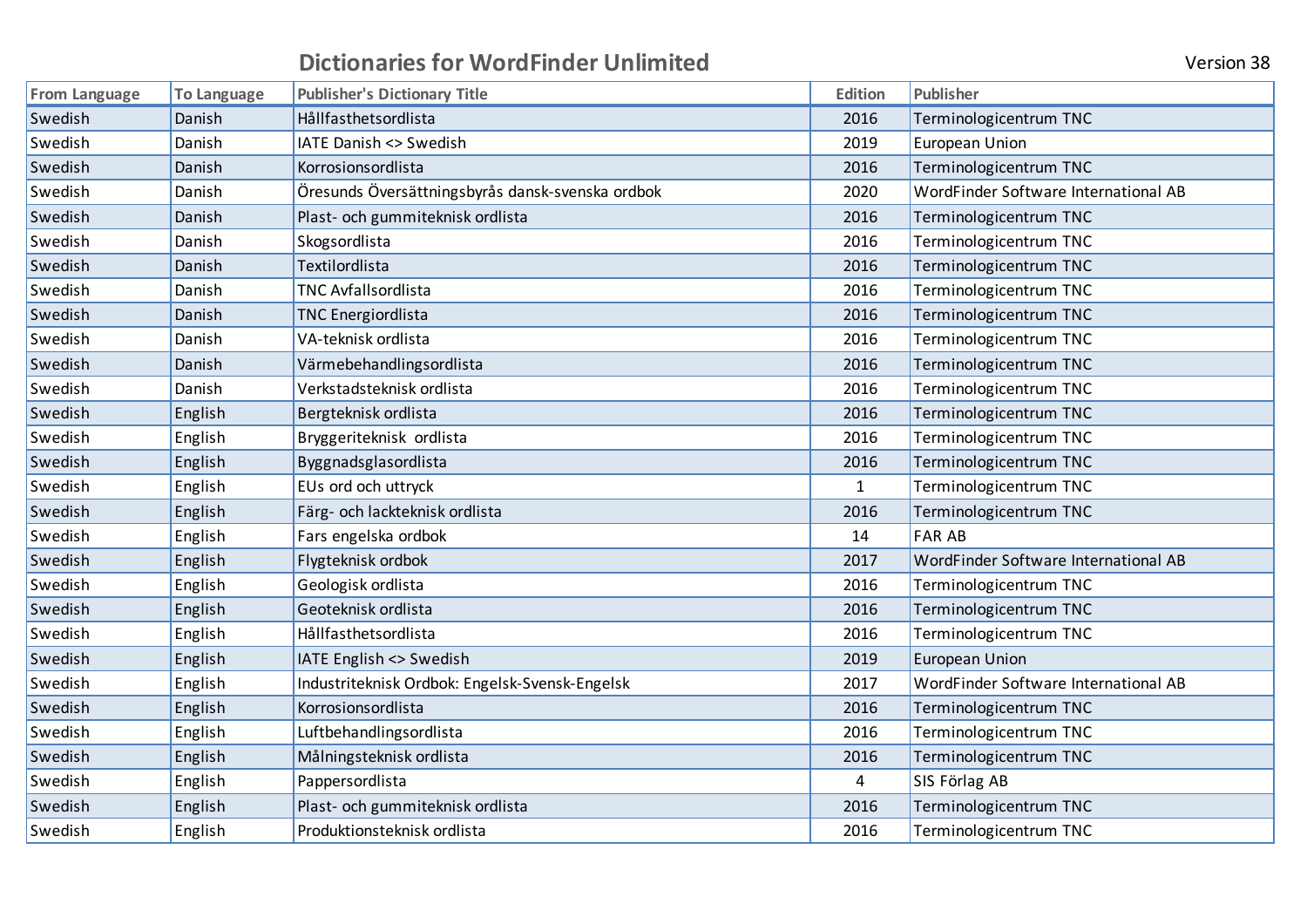## Dictionaries for WordFinder Unlimited

Version 38

| From Language | To Language | Publisher's Dictionary Title | Edition | Publisher |
|---|---|---|---|---|
| Swedish | Danish | Hållfasthetsordlista | 2016 | Terminologicentrum TNC |
| Swedish | Danish | IATE Danish <> Swedish | 2019 | European Union |
| Swedish | Danish | Korrosionsordlista | 2016 | Terminologicentrum TNC |
| Swedish | Danish | Öresunds Översättningsbyrås dansk-svenska ordbok | 2020 | WordFinder Software International AB |
| Swedish | Danish | Plast- och gummiteknisk ordlista | 2016 | Terminologicentrum TNC |
| Swedish | Danish | Skogsordlista | 2016 | Terminologicentrum TNC |
| Swedish | Danish | Textilordlista | 2016 | Terminologicentrum TNC |
| Swedish | Danish | TNC Avfallsordlista | 2016 | Terminologicentrum TNC |
| Swedish | Danish | TNC Energiordlista | 2016 | Terminologicentrum TNC |
| Swedish | Danish | VA-teknisk ordlista | 2016 | Terminologicentrum TNC |
| Swedish | Danish | Värmebehandlingsordlista | 2016 | Terminologicentrum TNC |
| Swedish | Danish | Verkstadsteknisk ordlista | 2016 | Terminologicentrum TNC |
| Swedish | English | Bergteknisk ordlista | 2016 | Terminologicentrum TNC |
| Swedish | English | Bryggeriteknisk ordlista | 2016 | Terminologicentrum TNC |
| Swedish | English | Byggnadsglasordlista | 2016 | Terminologicentrum TNC |
| Swedish | English | EUs ord och uttryck | 1 | Terminologicentrum TNC |
| Swedish | English | Färg- och lackteknisk ordlista | 2016 | Terminologicentrum TNC |
| Swedish | English | Fars engelska ordbok | 14 | FAR AB |
| Swedish | English | Flygteknisk ordbok | 2017 | WordFinder Software International AB |
| Swedish | English | Geologisk ordlista | 2016 | Terminologicentrum TNC |
| Swedish | English | Geoteknisk ordlista | 2016 | Terminologicentrum TNC |
| Swedish | English | Hållfasthetsordlista | 2016 | Terminologicentrum TNC |
| Swedish | English | IATE English <> Swedish | 2019 | European Union |
| Swedish | English | Industriteknisk Ordbok: Engelsk-Svensk-Engelsk | 2017 | WordFinder Software International AB |
| Swedish | English | Korrosionsordlista | 2016 | Terminologicentrum TNC |
| Swedish | English | Luftbehandlingsordlista | 2016 | Terminologicentrum TNC |
| Swedish | English | Målningsteknisk ordlista | 2016 | Terminologicentrum TNC |
| Swedish | English | Pappersordlista | 4 | SIS Förlag AB |
| Swedish | English | Plast- och gummiteknisk ordlista | 2016 | Terminologicentrum TNC |
| Swedish | English | Produktionsteknisk ordlista | 2016 | Terminologicentrum TNC |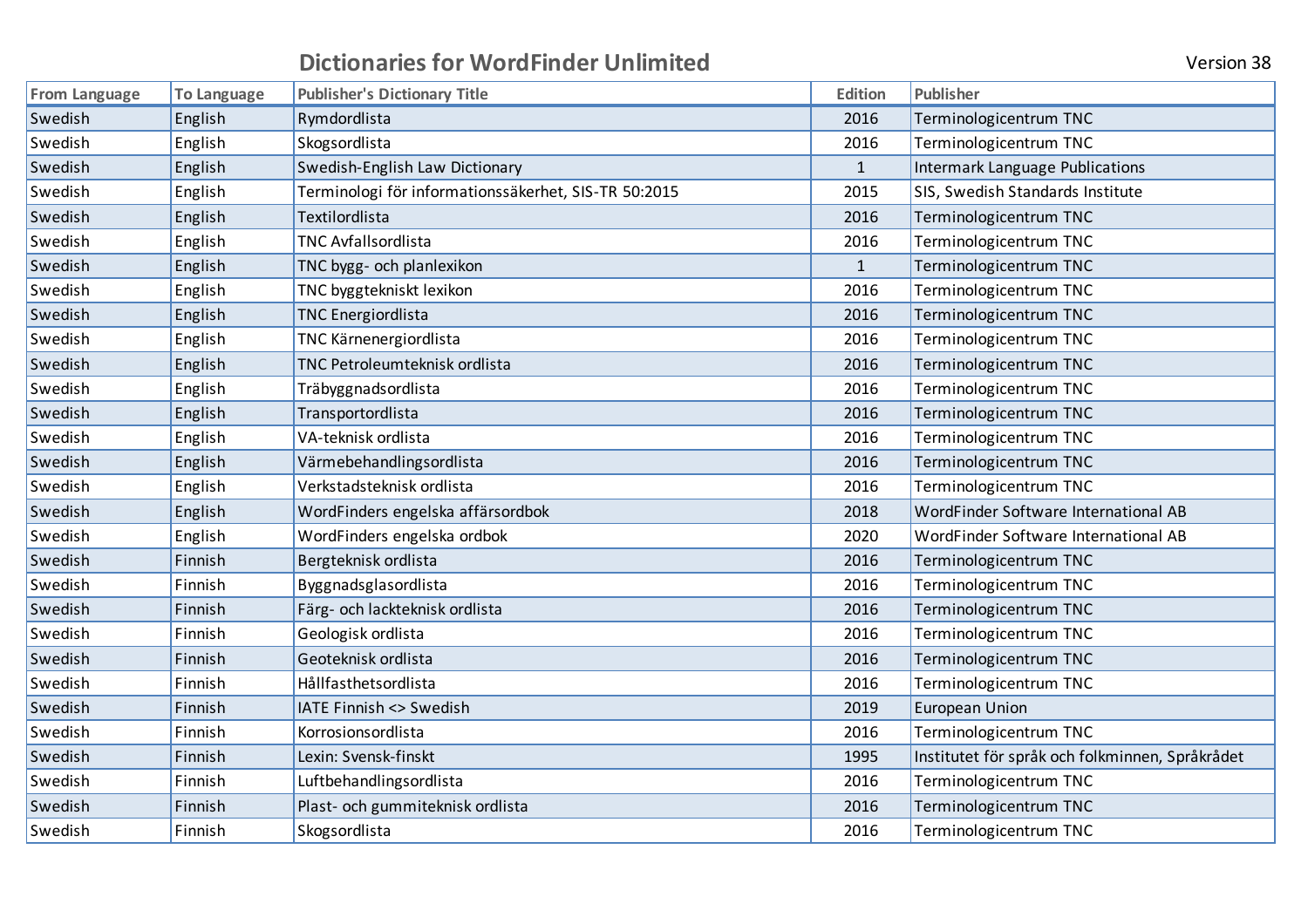# Dictionaries for WordFinder Unlimited

Version 38

| From Language | To Language | Publisher's Dictionary Title | Edition | Publisher |
|---|---|---|---|---|
| Swedish | English | Rymdordlista | 2016 | Terminologicentrum TNC |
| Swedish | English | Skogsordlista | 2016 | Terminologicentrum TNC |
| Swedish | English | Swedish-English Law Dictionary | 1 | Intermark Language Publications |
| Swedish | English | Terminologi för informationssäkerhet, SIS-TR 50:2015 | 2015 | SIS, Swedish Standards Institute |
| Swedish | English | Textilordlista | 2016 | Terminologicentrum TNC |
| Swedish | English | TNC Avfallsordlista | 2016 | Terminologicentrum TNC |
| Swedish | English | TNC bygg- och planlexikon | 1 | Terminologicentrum TNC |
| Swedish | English | TNC byggtekniskt lexikon | 2016 | Terminologicentrum TNC |
| Swedish | English | TNC Energiordlista | 2016 | Terminologicentrum TNC |
| Swedish | English | TNC Kärnenergiordlista | 2016 | Terminologicentrum TNC |
| Swedish | English | TNC Petroleumteknisk ordlista | 2016 | Terminologicentrum TNC |
| Swedish | English | Träbyggnadsordlista | 2016 | Terminologicentrum TNC |
| Swedish | English | Transportordlista | 2016 | Terminologicentrum TNC |
| Swedish | English | VA-teknisk ordlista | 2016 | Terminologicentrum TNC |
| Swedish | English | Värmebehandlingsordlista | 2016 | Terminologicentrum TNC |
| Swedish | English | Verkstadsteknisk ordlista | 2016 | Terminologicentrum TNC |
| Swedish | English | WordFinders engelska affärsordbok | 2018 | WordFinder Software International AB |
| Swedish | English | WordFinders engelska ordbok | 2020 | WordFinder Software International AB |
| Swedish | Finnish | Bergteknisk ordlista | 2016 | Terminologicentrum TNC |
| Swedish | Finnish | Byggnadsglasordlista | 2016 | Terminologicentrum TNC |
| Swedish | Finnish | Färg- och lackteknisk ordlista | 2016 | Terminologicentrum TNC |
| Swedish | Finnish | Geologisk ordlista | 2016 | Terminologicentrum TNC |
| Swedish | Finnish | Geoteknisk ordlista | 2016 | Terminologicentrum TNC |
| Swedish | Finnish | Hållfasthetsordlista | 2016 | Terminologicentrum TNC |
| Swedish | Finnish | IATE Finnish <> Swedish | 2019 | European Union |
| Swedish | Finnish | Korrosionsordlista | 2016 | Terminologicentrum TNC |
| Swedish | Finnish | Lexin: Svensk-finskt | 1995 | Institutet för språk och folkminnen, Språkrådet |
| Swedish | Finnish | Luftbehandlingsordlista | 2016 | Terminologicentrum TNC |
| Swedish | Finnish | Plast- och gummiteknisk ordlista | 2016 | Terminologicentrum TNC |
| Swedish | Finnish | Skogsordlista | 2016 | Terminologicentrum TNC |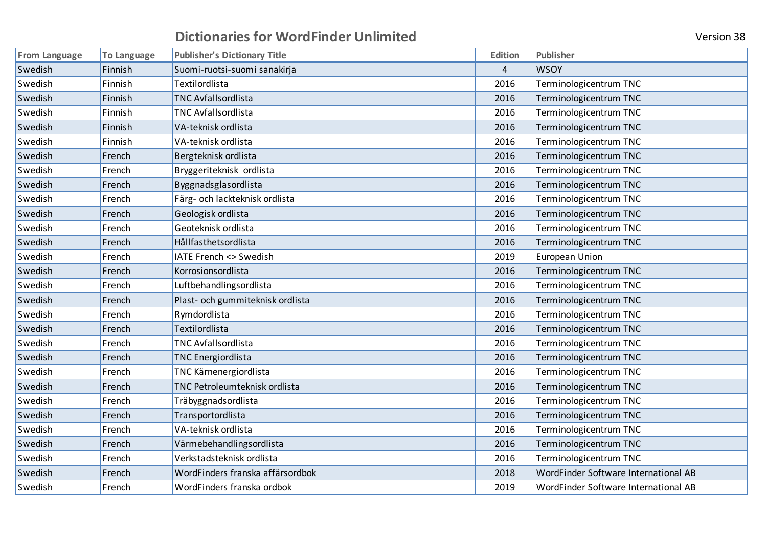# Dictionaries for WordFinder Unlimited

Version 38

| From Language | To Language | Publisher's Dictionary Title | Edition | Publisher |
|---|---|---|---|---|
| Swedish | Finnish | Suomi-ruotsi-suomi sanakirja | 4 | WSOY |
| Swedish | Finnish | Textilordlista | 2016 | Terminologicentrum TNC |
| Swedish | Finnish | TNC Avfallsordlista | 2016 | Terminologicentrum TNC |
| Swedish | Finnish | TNC Avfallsordlista | 2016 | Terminologicentrum TNC |
| Swedish | Finnish | VA-teknisk ordlista | 2016 | Terminologicentrum TNC |
| Swedish | Finnish | VA-teknisk ordlista | 2016 | Terminologicentrum TNC |
| Swedish | French | Bergteknisk ordlista | 2016 | Terminologicentrum TNC |
| Swedish | French | Bryggeriteknisk ordlista | 2016 | Terminologicentrum TNC |
| Swedish | French | Byggnadsglasordlista | 2016 | Terminologicentrum TNC |
| Swedish | French | Färg- och lackteknisk ordlista | 2016 | Terminologicentrum TNC |
| Swedish | French | Geologisk ordlista | 2016 | Terminologicentrum TNC |
| Swedish | French | Geoteknisk ordlista | 2016 | Terminologicentrum TNC |
| Swedish | French | Hållfasthetsordlista | 2016 | Terminologicentrum TNC |
| Swedish | French | IATE French <> Swedish | 2019 | European Union |
| Swedish | French | Korrosionsordlista | 2016 | Terminologicentrum TNC |
| Swedish | French | Luftbehandlingsordlista | 2016 | Terminologicentrum TNC |
| Swedish | French | Plast- och gummiteknisk ordlista | 2016 | Terminologicentrum TNC |
| Swedish | French | Rymdordlista | 2016 | Terminologicentrum TNC |
| Swedish | French | Textilordlista | 2016 | Terminologicentrum TNC |
| Swedish | French | TNC Avfallsordlista | 2016 | Terminologicentrum TNC |
| Swedish | French | TNC Energiordlista | 2016 | Terminologicentrum TNC |
| Swedish | French | TNC Kärnenergiordlista | 2016 | Terminologicentrum TNC |
| Swedish | French | TNC Petroleumteknisk ordlista | 2016 | Terminologicentrum TNC |
| Swedish | French | Träbyggnadsordlista | 2016 | Terminologicentrum TNC |
| Swedish | French | Transportordlista | 2016 | Terminologicentrum TNC |
| Swedish | French | VA-teknisk ordlista | 2016 | Terminologicentrum TNC |
| Swedish | French | Värmebehandlingsordlista | 2016 | Terminologicentrum TNC |
| Swedish | French | Verkstadsteknisk ordlista | 2016 | Terminologicentrum TNC |
| Swedish | French | WordFinders franska affärsordbok | 2018 | WordFinder Software International AB |
| Swedish | French | WordFinders franska ordbok | 2019 | WordFinder Software International AB |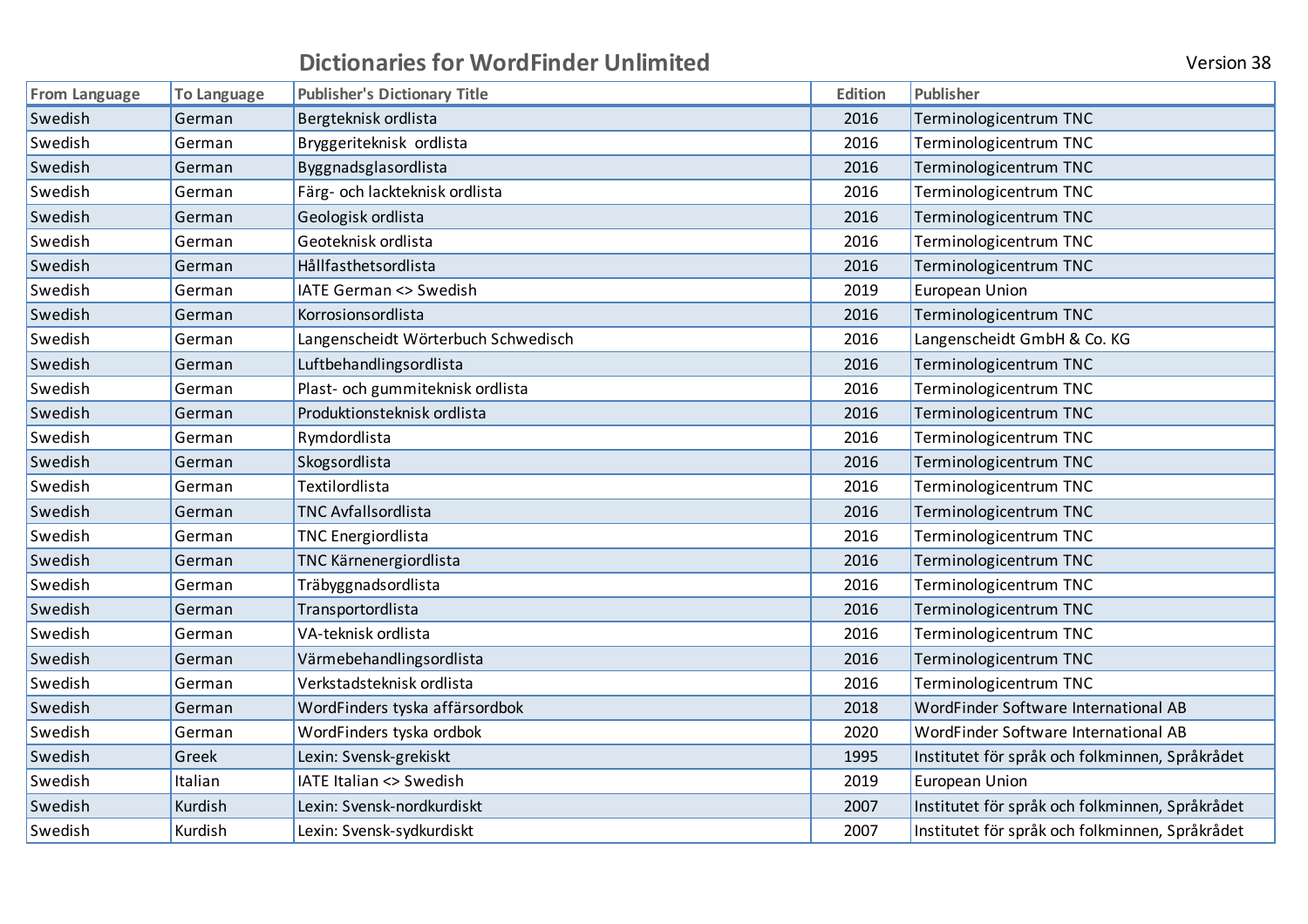# Dictionaries for WordFinder Unlimited

Version 38

| From Language | To Language | Publisher's Dictionary Title | Edition | Publisher |
|---|---|---|---|---|
| Swedish | German | Bergteknisk ordlista | 2016 | Terminologicentrum TNC |
| Swedish | German | Bryggeriteknisk  ordlista | 2016 | Terminologicentrum TNC |
| Swedish | German | Byggnadsglasordlista | 2016 | Terminologicentrum TNC |
| Swedish | German | Färg- och lackteknisk ordlista | 2016 | Terminologicentrum TNC |
| Swedish | German | Geologisk ordlista | 2016 | Terminologicentrum TNC |
| Swedish | German | Geoteknisk ordlista | 2016 | Terminologicentrum TNC |
| Swedish | German | Hållfasthetsordlista | 2016 | Terminologicentrum TNC |
| Swedish | German | IATE German <> Swedish | 2019 | European Union |
| Swedish | German | Korrosionsordlista | 2016 | Terminologicentrum TNC |
| Swedish | German | Langenscheidt Wörterbuch Schwedisch | 2016 | Langenscheidt GmbH & Co. KG |
| Swedish | German | Luftbehandlingsordlista | 2016 | Terminologicentrum TNC |
| Swedish | German | Plast- och gummiteknisk ordlista | 2016 | Terminologicentrum TNC |
| Swedish | German | Produktionsteknisk ordlista | 2016 | Terminologicentrum TNC |
| Swedish | German | Rymdordlista | 2016 | Terminologicentrum TNC |
| Swedish | German | Skogsordlista | 2016 | Terminologicentrum TNC |
| Swedish | German | Textilordlista | 2016 | Terminologicentrum TNC |
| Swedish | German | TNC Avfallsordlista | 2016 | Terminologicentrum TNC |
| Swedish | German | TNC Energiordlista | 2016 | Terminologicentrum TNC |
| Swedish | German | TNC Kärnenergiordlista | 2016 | Terminologicentrum TNC |
| Swedish | German | Träbyggnadsordlista | 2016 | Terminologicentrum TNC |
| Swedish | German | Transportordlista | 2016 | Terminologicentrum TNC |
| Swedish | German | VA-teknisk ordlista | 2016 | Terminologicentrum TNC |
| Swedish | German | Värmebehandlingsordlista | 2016 | Terminologicentrum TNC |
| Swedish | German | Verkstadsteknisk ordlista | 2016 | Terminologicentrum TNC |
| Swedish | German | WordFinders tyska affärsordbok | 2018 | WordFinder Software International AB |
| Swedish | German | WordFinders tyska ordbok | 2020 | WordFinder Software International AB |
| Swedish | Greek | Lexin: Svensk-grekiskt | 1995 | Institutet för språk och folkminnen, Språkrådet |
| Swedish | Italian | IATE Italian <> Swedish | 2019 | European Union |
| Swedish | Kurdish | Lexin: Svensk-nordkurdiskt | 2007 | Institutet för språk och folkminnen, Språkrådet |
| Swedish | Kurdish | Lexin: Svensk-sydkurdiskt | 2007 | Institutet för språk och folkminnen, Språkrådet |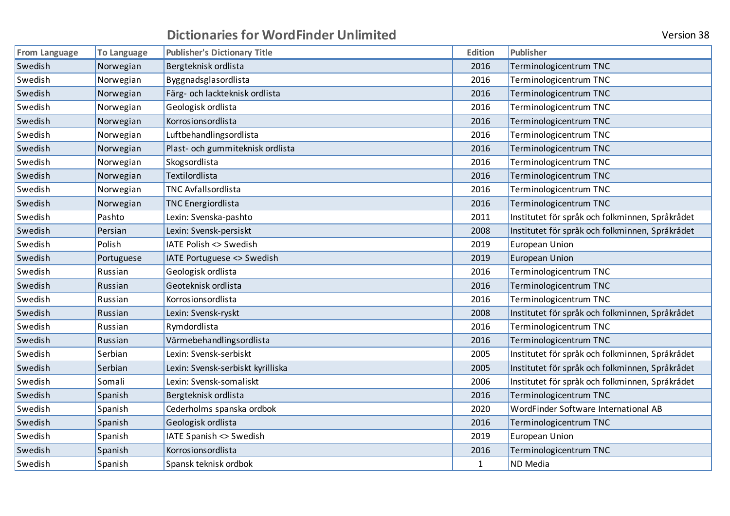# Dictionaries for WordFinder Unlimited

Version 38

| From Language | To Language | Publisher's Dictionary Title | Edition | Publisher |
|---|---|---|---|---|
| Swedish | Norwegian | Bergteknisk ordlista | 2016 | Terminologicentrum TNC |
| Swedish | Norwegian | Byggnadsglasordlista | 2016 | Terminologicentrum TNC |
| Swedish | Norwegian | Färg- och lackteknisk ordlista | 2016 | Terminologicentrum TNC |
| Swedish | Norwegian | Geologisk ordlista | 2016 | Terminologicentrum TNC |
| Swedish | Norwegian | Korrosionsordlista | 2016 | Terminologicentrum TNC |
| Swedish | Norwegian | Luftbehandlingsordlista | 2016 | Terminologicentrum TNC |
| Swedish | Norwegian | Plast- och gummiteknisk ordlista | 2016 | Terminologicentrum TNC |
| Swedish | Norwegian | Skogsordlista | 2016 | Terminologicentrum TNC |
| Swedish | Norwegian | Textilordlista | 2016 | Terminologicentrum TNC |
| Swedish | Norwegian | TNC Avfallsordlista | 2016 | Terminologicentrum TNC |
| Swedish | Norwegian | TNC Energiordlista | 2016 | Terminologicentrum TNC |
| Swedish | Pashto | Lexin: Svenska-pashto | 2011 | Institutet för språk och folkminnen, Språkrådet |
| Swedish | Persian | Lexin: Svensk-persiskt | 2008 | Institutet för språk och folkminnen, Språkrådet |
| Swedish | Polish | IATE Polish <> Swedish | 2019 | European Union |
| Swedish | Portuguese | IATE Portuguese <> Swedish | 2019 | European Union |
| Swedish | Russian | Geologisk ordlista | 2016 | Terminologicentrum TNC |
| Swedish | Russian | Geoteknisk ordlista | 2016 | Terminologicentrum TNC |
| Swedish | Russian | Korrosionsordlista | 2016 | Terminologicentrum TNC |
| Swedish | Russian | Lexin: Svensk-ryskt | 2008 | Institutet för språk och folkminnen, Språkrådet |
| Swedish | Russian | Rymdordlista | 2016 | Terminologicentrum TNC |
| Swedish | Russian | Värmebehandlingsordlista | 2016 | Terminologicentrum TNC |
| Swedish | Serbian | Lexin: Svensk-serbiskt | 2005 | Institutet för språk och folkminnen, Språkrådet |
| Swedish | Serbian | Lexin: Svensk-serbiskt kyrilliska | 2005 | Institutet för språk och folkminnen, Språkrådet |
| Swedish | Somali | Lexin: Svensk-somaliskt | 2006 | Institutet för språk och folkminnen, Språkrådet |
| Swedish | Spanish | Bergteknisk ordlista | 2016 | Terminologicentrum TNC |
| Swedish | Spanish | Cederholms spanska ordbok | 2020 | WordFinder Software International AB |
| Swedish | Spanish | Geologisk ordlista | 2016 | Terminologicentrum TNC |
| Swedish | Spanish | IATE Spanish <> Swedish | 2019 | European Union |
| Swedish | Spanish | Korrosionsordlista | 2016 | Terminologicentrum TNC |
| Swedish | Spanish | Spansk teknisk ordbok | 1 | ND Media |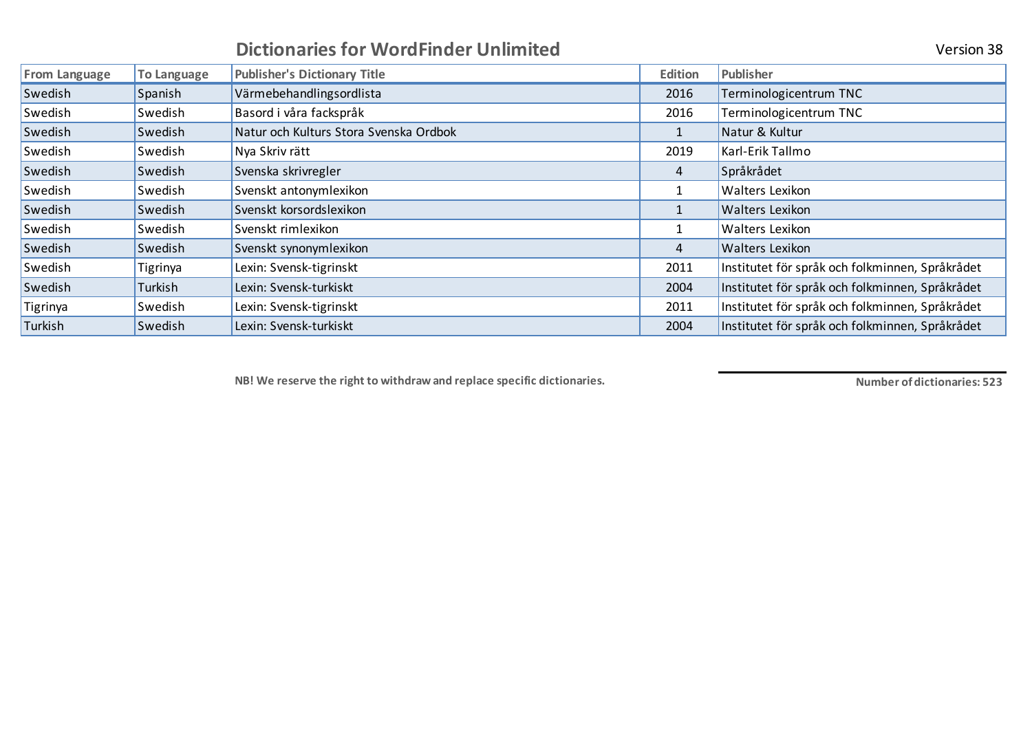# Dictionaries for WordFinder Unlimited

Version 38

| From Language | To Language | Publisher's Dictionary Title | Edition | Publisher |
|---|---|---|---|---|
| Swedish | Spanish | Värmebehandlingsordlista | 2016 | Terminologicentrum TNC |
| Swedish | Swedish | Basord i våra fackspråk | 2016 | Terminologicentrum TNC |
| Swedish | Swedish | Natur och Kulturs Stora Svenska Ordbok | 1 | Natur & Kultur |
| Swedish | Swedish | Nya Skriv rätt | 2019 | Karl-Erik Tallmo |
| Swedish | Swedish | Svenska skrivregler | 4 | Språkrådet |
| Swedish | Swedish | Svenskt antonymlexikon | 1 | Walters Lexikon |
| Swedish | Swedish | Svenskt korsordslexikon | 1 | Walters Lexikon |
| Swedish | Swedish | Svenskt rimlexikon | 1 | Walters Lexikon |
| Swedish | Swedish | Svenskt synonymlexikon | 4 | Walters Lexikon |
| Swedish | Tigrinya | Lexin: Svensk-tigrinskt | 2011 | Institutet för språk och folkminnen, Språkrådet |
| Swedish | Turkish | Lexin: Svensk-turkiskt | 2004 | Institutet för språk och folkminnen, Språkrådet |
| Tigrinya | Swedish | Lexin: Svensk-tigrinskt | 2011 | Institutet för språk och folkminnen, Språkrådet |
| Turkish | Swedish | Lexin: Svensk-turkiskt | 2004 | Institutet för språk och folkminnen, Språkrådet |

**NB! We reserve the right to withdraw and replace specific dictionaries.**

**Number of dictionaries: 523**